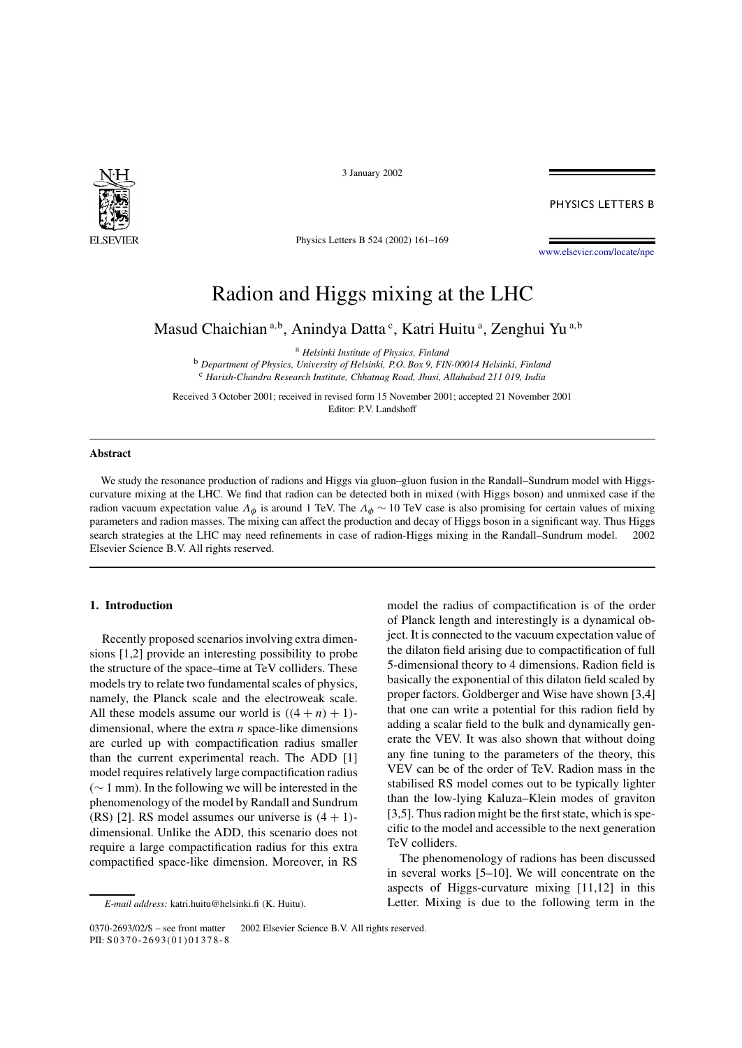# Radion and Higgs mixing at the LHC

Masud Chaichian [a,b], Anindya Datta [c], Katri Huitu [a], Zenghui Yu [a,b]

[a] *Helsinki Institute of Physics, Finland*

[b] *Department of Physics, University of Helsinki, P.O. Box 9, FIN-00014 Helsinki, Finland*

[c] *Harish-Chandra Research Institute, Chhatnag Road, Jhusi, Allahabad 211 019, India*

Received 3 October 2001; received in revised form 15 November 2001; accepted 21 November 2001

Editor: P.V. Landshoff

## Abstract

We study the resonance production of radions and Higgs via gluon–gluon fusion in the Randall–Sundrum model with Higgs-curvature mixing at the LHC. We find that radion can be detected both in mixed (with Higgs boson) and unmixed case if the radion vacuum expectation value $\Lambda_\phi$ is around 1 TeV. The $\Lambda_\phi \sim 10$ TeV case is also promising for certain values of mixing parameters and radion masses. The mixing can affect the production and decay of Higgs boson in a significant way. Thus Higgs search strategies at the LHC may need refinements in case of radion-Higgs mixing in the Randall–Sundrum model. © 2002 Elsevier Science B.V. All rights reserved.

## 1. Introduction

Recently proposed scenarios involving extra dimensions [1,2] provide an interesting possibility to probe the structure of the space–time at TeV colliders. These models try to relate two fundamental scales of physics, namely, the Planck scale and the electroweak scale. All these models assume our world is $((4+n)+1)$-dimensional, where the extra $n$ space-like dimensions are curled up with compactification radius smaller than the current experimental reach. The ADD [1] model requires relatively large compactification radius ($\sim 1$ mm). In the following we will be interested in the phenomenology of the model by Randall and Sundrum (RS) [2]. RS model assumes our universe is $(4+1)$-dimensional. Unlike the ADD, this scenario does not require a large compactification radius for this extra compactified space-like dimension. Moreover, in RS model the radius of compactification is of the order of Planck length and interestingly is a dynamical object. It is connected to the vacuum expectation value of the dilaton field arising due to compactification of full 5-dimensional theory to 4 dimensions. Radion field is basically the exponential of this dilaton field scaled by proper factors. Goldberger and Wise have shown [3,4] that one can write a potential for this radion field by adding a scalar field to the bulk and dynamically generate the VEV. It was also shown that without doing any fine tuning to the parameters of the theory, this VEV can be of the order of TeV. Radion mass in the stabilised RS model comes out to be typically lighter than the low-lying Kaluza–Klein modes of graviton [3,5]. Thus radion might be the first state, which is specific to the model and accessible to the next generation TeV colliders.

The phenomenology of radions has been discussed in several works [5–10]. We will concentrate on the aspects of Higgs-curvature mixing [11,12] in this Letter. Mixing is due to the following term in the

*E-mail address:* katri.huitu@helsinki.fi (K. Huitu).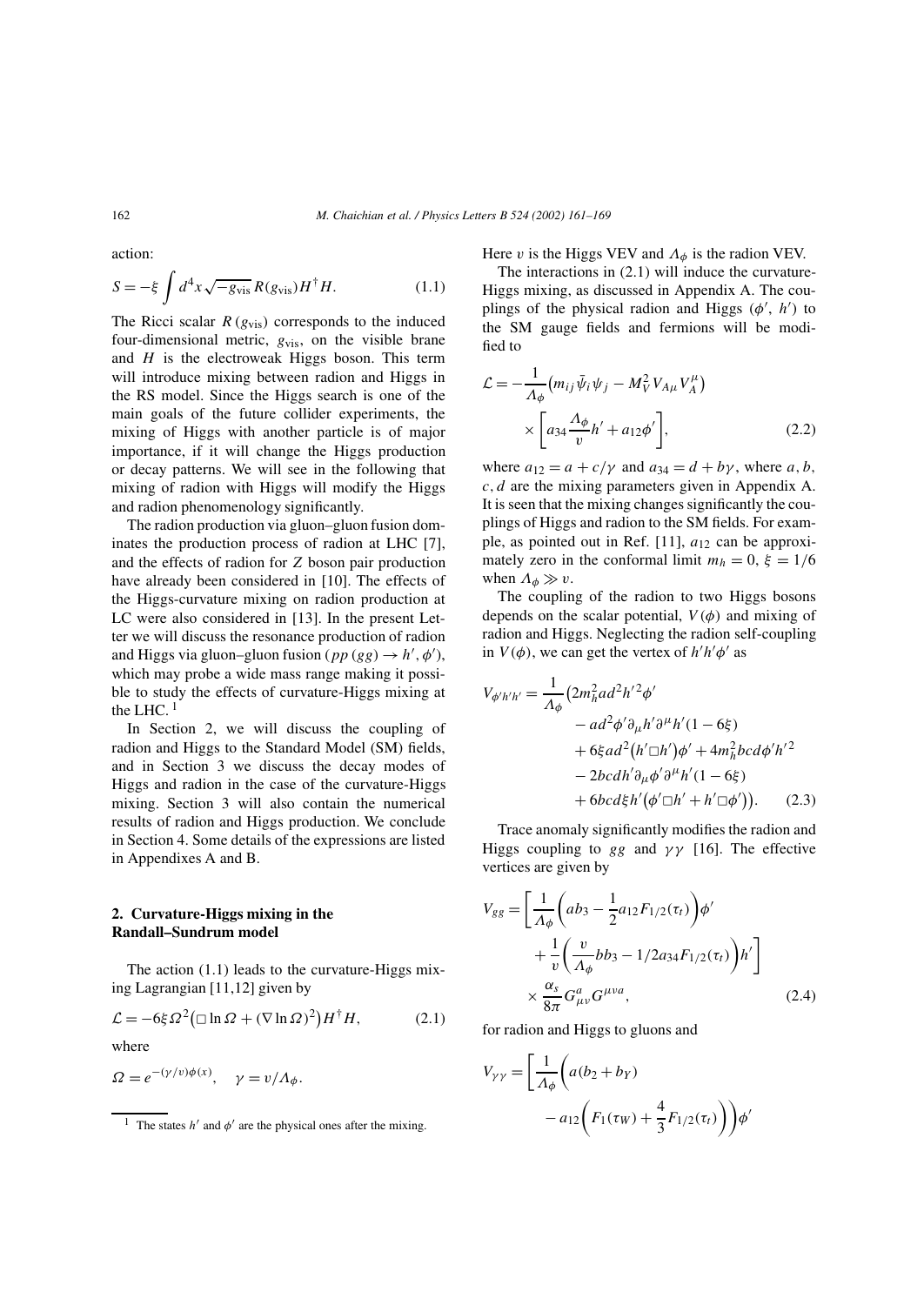action:

$$S = -\xi \int d^4x \sqrt{-g_{\mathrm{vis}}}\, R(g_{\mathrm{vis}}) H^\dagger H. \tag{1.1}$$

The Ricci scalar $R(g_{\mathrm{vis}})$ corresponds to the induced four-dimensional metric, $g_{\mathrm{vis}}$, on the visible brane and $H$ is the electroweak Higgs boson. This term will introduce mixing between radion and Higgs in the RS model. Since the Higgs search is one of the main goals of the future collider experiments, the mixing of Higgs with another particle is of major importance, if it will change the Higgs production or decay patterns. We will see in the following that mixing of radion with Higgs will modify the Higgs and radion phenomenology significantly.

The radion production via gluon–gluon fusion dominates the production process of radion at LHC [7], and the effects of radion for $Z$ boson pair production have already been considered in [10]. The effects of the Higgs-curvature mixing on radion production at LC were also considered in [13]. In the present Letter we will discuss the resonance production of radion and Higgs via gluon–gluon fusion ($pp\,(gg) \to h', \phi'$), which may probe a wide mass range making it possible to study the effects of curvature-Higgs mixing at the LHC. [1]

In Section 2, we will discuss the coupling of radion and Higgs to the Standard Model (SM) fields, and in Section 3 we discuss the decay modes of Higgs and radion in the case of the curvature-Higgs mixing. Section 3 will also contain the numerical results of radion and Higgs production. We conclude in Section 4. Some details of the expressions are listed in Appendixes A and B.

## 2. Curvature-Higgs mixing in the Randall–Sundrum model

The action (1.1) leads to the curvature-Higgs mixing Lagrangian [11,12] given by

$$\mathcal{L} = -6\xi \Omega^2 \big(\Box \ln \Omega + (\nabla \ln \Omega)^2\big) H^\dagger H, \tag{2.1}$$

where

$$\Omega = e^{-(\gamma/v)\phi(x)}, \quad \gamma = v/\Lambda_\phi.$$

Here $v$ is the Higgs VEV and $\Lambda_\phi$ is the radion VEV.

The interactions in (2.1) will induce the curvature-Higgs mixing, as discussed in Appendix A. The couplings of the physical radion and Higgs ($\phi'$, $h'$) to the SM gauge fields and fermions will be modified to

$$\mathcal{L} = -\frac{1}{\Lambda_\phi}\big(m_{ij}\bar{\psi}_i\psi_j - M_V^2 V_{A\mu} V_A^\mu\big) \times \left[a_{34}\frac{\Lambda_\phi}{v}h' + a_{12}\phi'\right], \tag{2.2}$$

where $a_{12} = a + c/\gamma$ and $a_{34} = d + b\gamma$, where $a, b, c, d$ are the mixing parameters given in Appendix A. It is seen that the mixing changes significantly the couplings of Higgs and radion to the SM fields. For example, as pointed out in Ref. [11], $a_{12}$ can be approximately zero in the conformal limit $m_h = 0$, $\xi = 1/6$ when $\Lambda_\phi \gg v$.

The coupling of the radion to two Higgs bosons depends on the scalar potential, $V(\phi)$ and mixing of radion and Higgs. Neglecting the radion self-coupling in $V(\phi)$, we can get the vertex of $h'h'\phi'$ as

$$\begin{aligned}
V_{\phi' h' h'} = \frac{1}{\Lambda_\phi}\big(&2m_h^2 ad^2 h'^2\phi' \\
&- ad^2\phi'\partial_\mu h'\partial^\mu h'(1-6\xi) \\
&+ 6\xi ad^2\big(h'\Box h'\big)\phi' + 4m_h^2 bcd\phi' h'^2 \\
&- 2bcdh'\partial_\mu\phi'\partial^\mu h'(1-6\xi) \\
&+ 6bcd\xi h'\big(\phi'\Box h' + h'\Box\phi'\big)\big).
\end{aligned} \tag{2.3}$$

Trace anomaly significantly modifies the radion and Higgs coupling to $gg$ and $\gamma\gamma$ [16]. The effective vertices are given by

$$V_{gg} = \left[\frac{1}{\Lambda_\phi}\left(ab_3 - \frac{1}{2}a_{12}F_{1/2}(\tau_t)\right)\phi' + \frac{1}{v}\left(\frac{v}{\Lambda_\phi}bb_3 - 1/2a_{34}F_{1/2}(\tau_t)\right)h'\right] \times \frac{\alpha_s}{8\pi}G^a_{\mu\nu}G^{\mu\nu a}, \tag{2.4}$$

for radion and Higgs to gluons and

$$V_{\gamma\gamma} = \left[\frac{1}{\Lambda_\phi}\left(a(b_2 + b_Y) - a_{12}\left(F_1(\tau_W) + \frac{4}{3}F_{1/2}(\tau_t)\right)\right)\phi'\right.$$

[1] The states $h'$ and $\phi'$ are the physical ones after the mixing.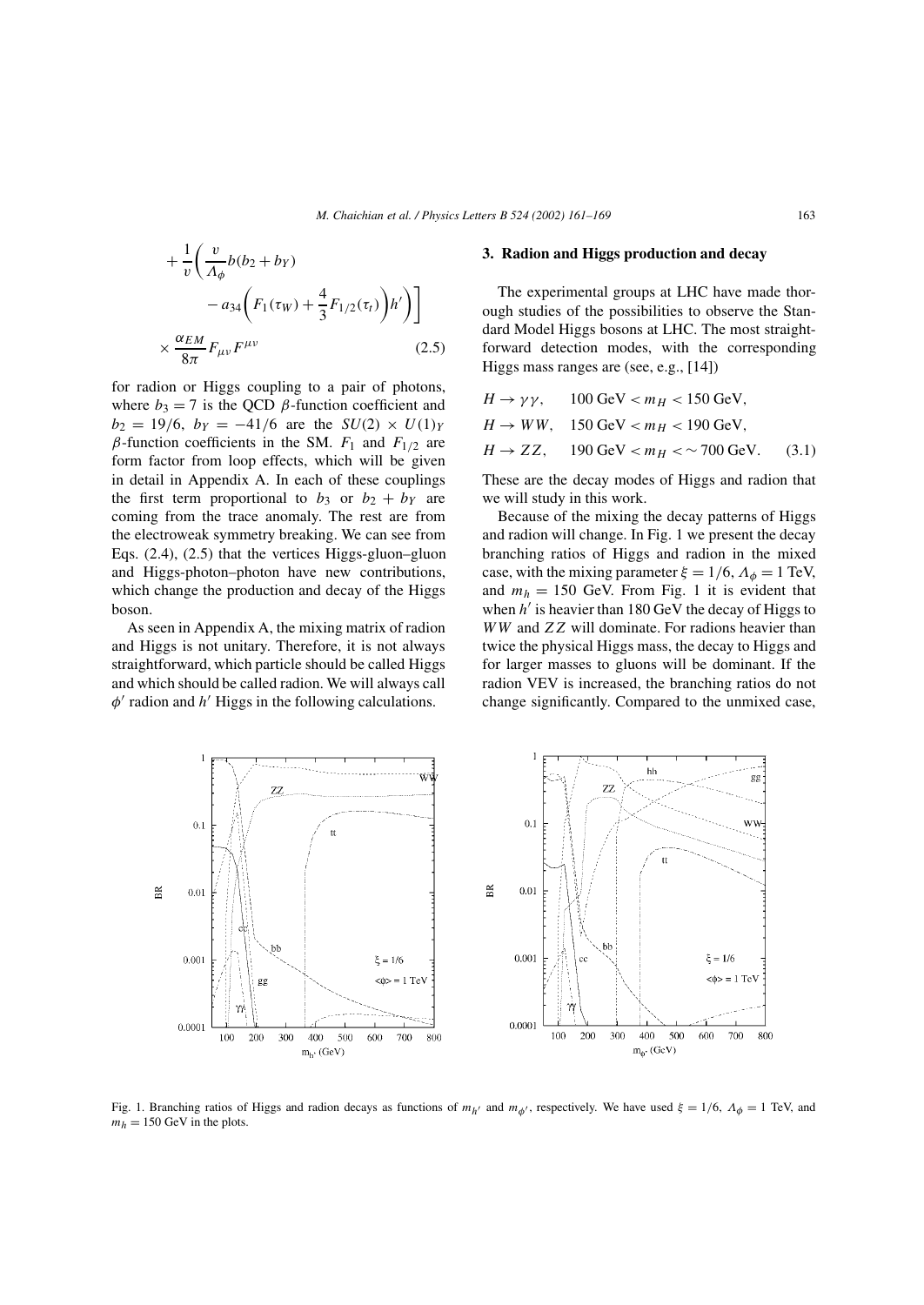$$+ \frac{1}{v}\left(\frac{v}{\Lambda_\phi} b(b_2 + b_Y) - a_{34}\left(F_1(\tau_W) + \frac{4}{3}F_{1/2}(\tau_t)\right)h'\right)\Bigg] \times \frac{\alpha_{EM}}{8\pi} F_{\mu\nu}F^{\mu\nu} \tag{2.5}$$

for radion or Higgs coupling to a pair of photons, where $b_3 = 7$ is the QCD $\beta$-function coefficient and $b_2 = 19/6$, $b_Y = -41/6$ are the $SU(2) \times U(1)_Y$ $\beta$-function coefficients in the SM. $F_1$ and $F_{1/2}$ are form factor from loop effects, which will be given in detail in Appendix A. In each of these couplings the first term proportional to $b_3$ or $b_2 + b_Y$ are coming from the trace anomaly. The rest are from the electroweak symmetry breaking. We can see from Eqs. (2.4), (2.5) that the vertices Higgs-gluon–gluon and Higgs-photon–photon have new contributions, which change the production and decay of the Higgs boson.

As seen in Appendix A, the mixing matrix of radion and Higgs is not unitary. Therefore, it is not always straightforward, which particle should be called Higgs and which should be called radion. We will always call $\phi'$ radion and $h'$ Higgs in the following calculations.

## 3. Radion and Higgs production and decay

The experimental groups at LHC have made thorough studies of the possibilities to observe the Standard Model Higgs bosons at LHC. The most straightforward detection modes, with the corresponding Higgs mass ranges are (see, e.g., [14])

$$\begin{aligned} &H \to \gamma\gamma, \quad 100\ \text{GeV} < m_H < 150\ \text{GeV}, \\ &H \to WW, \quad 150\ \text{GeV} < m_H < 190\ \text{GeV}, \\ &H \to ZZ, \quad 190\ \text{GeV} < m_H <\sim 700\ \text{GeV}. \end{aligned} \tag{3.1}$$

These are the decay modes of Higgs and radion that we will study in this work.

Because of the mixing the decay patterns of Higgs and radion will change. In Fig. 1 we present the decay branching ratios of Higgs and radion in the mixed case, with the mixing parameter $\xi = 1/6$, $\Lambda_\phi = 1$ TeV, and $m_h = 150$ GeV. From Fig. 1 it is evident that when $h'$ is heavier than 180 GeV the decay of Higgs to $WW$ and $ZZ$ will dominate. For radions heavier than twice the physical Higgs mass, the decay to Higgs and for larger masses to gluons will be dominant. If the radion VEV is increased, the branching ratios do not change significantly. Compared to the unmixed case,

Fig. 1. Branching ratios of Higgs and radion decays as functions of $m_{h'}$ and $m_{\phi'}$, respectively. We have used $\xi = 1/6$, $\Lambda_\phi = 1$ TeV, and $m_h = 150$ GeV in the plots.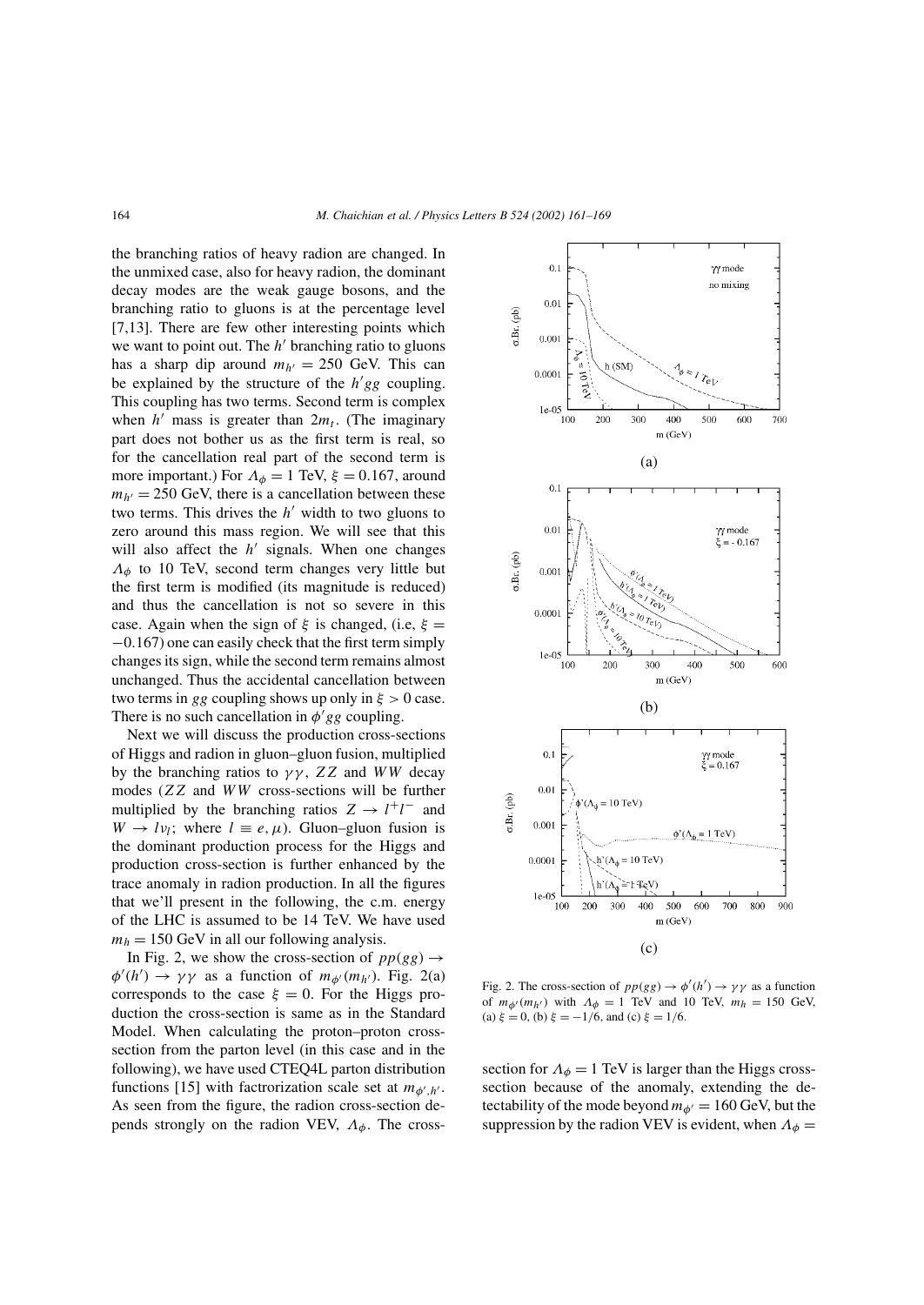the branching ratios of heavy radion are changed. In the unmixed case, also for heavy radion, the dominant decay modes are the weak gauge bosons, and the branching ratio to gluons is at the percentage level [7,13]. There are few other interesting points which we want to point out. The $h'$ branching ratio to gluons has a sharp dip around $m_{h'} = 250$ GeV. This can be explained by the structure of the $h'gg$ coupling. This coupling has two terms. Second term is complex when $h'$ mass is greater than $2m_t$. (The imaginary part does not bother us as the first term is real, so for the cancellation real part of the second term is more important.) For $\Lambda_\phi = 1$ TeV, $\xi = 0.167$, around $m_{h'} = 250$ GeV, there is a cancellation between these two terms. This drives the $h'$ width to two gluons to zero around this mass region. We will see that this will also affect the $h'$ signals. When one changes $\Lambda_\phi$ to 10 TeV, second term changes very little but the first term is modified (its magnitude is reduced) and thus the cancellation is not so severe in this case. Again when the sign of $\xi$ is changed, (i.e, $\xi = -0.167$) one can easily check that the first term simply changes its sign, while the second term remains almost unchanged. Thus the accidental cancellation between two terms in $gg$ coupling shows up only in $\xi > 0$ case. There is no such cancellation in $\phi' gg$ coupling.

Next we will discuss the production cross-sections of Higgs and radion in gluon–gluon fusion, multiplied by the branching ratios to $\gamma\gamma$, $ZZ$ and $WW$ decay modes ($ZZ$ and $WW$ cross-sections will be further multiplied by the branching ratios $Z \to l^+l^-$ and $W \to l\nu_l$; where $l \equiv e, \mu$). Gluon–gluon fusion is the dominant production process for the Higgs and production cross-section is further enhanced by the trace anomaly in radion production. In all the figures that we'll present in the following, the c.m. energy of the LHC is assumed to be 14 TeV. We have used $m_h = 150$ GeV in all our following analysis.

In Fig. 2, we show the cross-section of $pp(gg) \to \phi'(h') \to \gamma\gamma$ as a function of $m_{\phi'}(m_{h'})$. Fig. 2(a) corresponds to the case $\xi = 0$. For the Higgs production the cross-section is same as in the Standard Model. When calculating the proton–proton cross-section from the parton level (in this case and in the following), we have used CTEQ4L parton distribution functions [15] with factrorization scale set at $m_{\phi',h'}$. As seen from the figure, the radion cross-section depends strongly on the radion VEV, $\Lambda_\phi$. The cross-section for $\Lambda_\phi = 1$ TeV is larger than the Higgs cross-section because of the anomaly, extending the detectability of the mode beyond $m_{\phi'} = 160$ GeV, but the suppression by the radion VEV is evident, when $\Lambda_\phi =$

Fig. 2. The cross-section of $pp(gg) \to \phi'(h') \to \gamma\gamma$ as a function of $m_{\phi'}(m_{h'})$ with $\Lambda_\phi = 1$ TeV and 10 TeV, $m_h = 150$ GeV, (a) $\xi = 0$, (b) $\xi = -1/6$, and (c) $\xi = 1/6$.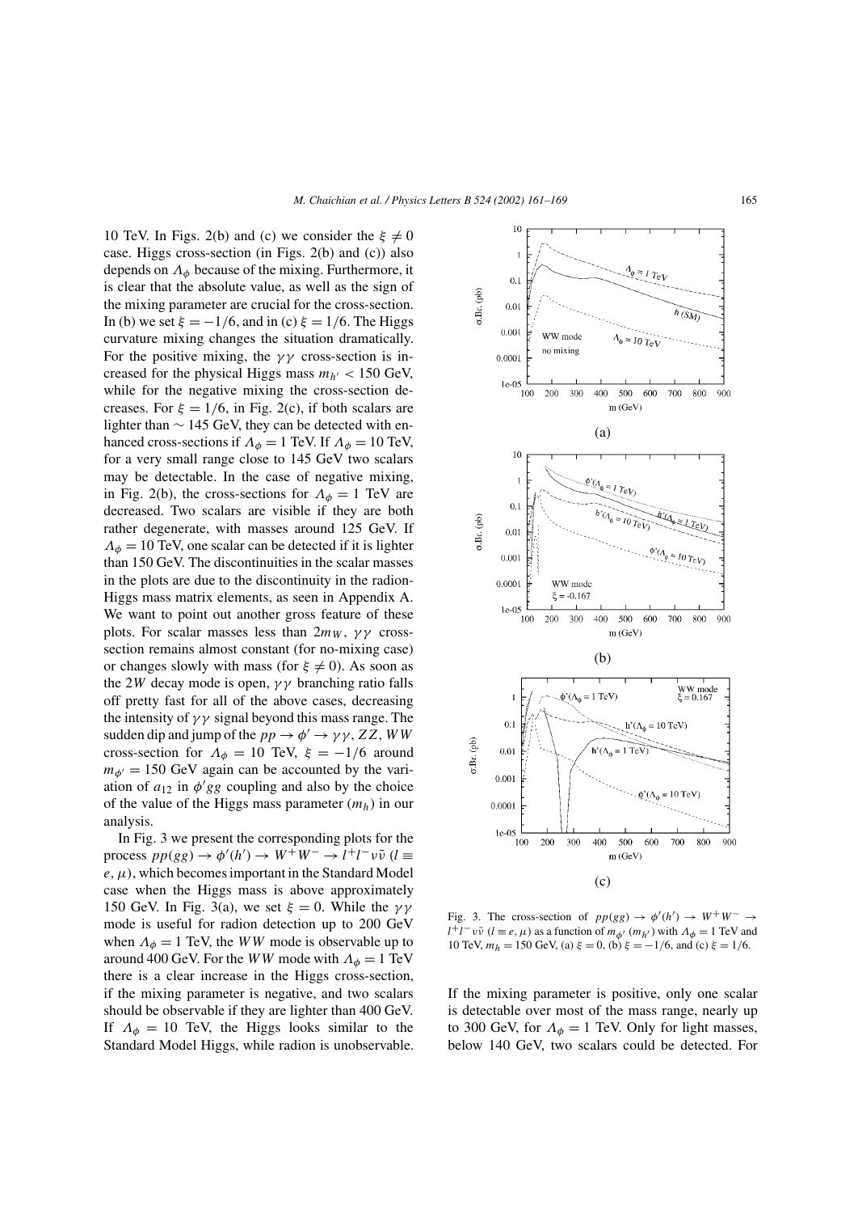10 TeV. In Figs. 2(b) and (c) we consider the $\xi \neq 0$ case. Higgs cross-section (in Figs. 2(b) and (c)) also depends on $\Lambda_\phi$ because of the mixing. Furthermore, it is clear that the absolute value, as well as the sign of the mixing parameter are crucial for the cross-section. In (b) we set $\xi = -1/6$, and in (c) $\xi = 1/6$. The Higgs curvature mixing changes the situation dramatically. For the positive mixing, the $\gamma\gamma$ cross-section is increased for the physical Higgs mass $m_{h'} < 150$ GeV, while for the negative mixing the cross-section decreases. For $\xi = 1/6$, in Fig. 2(c), if both scalars are lighter than $\sim 145$ GeV, they can be detected with enhanced cross-sections if $\Lambda_\phi = 1$ TeV. If $\Lambda_\phi = 10$ TeV, for a very small range close to 145 GeV two scalars may be detectable. In the case of negative mixing, in Fig. 2(b), the cross-sections for $\Lambda_\phi = 1$ TeV are decreased. Two scalars are visible if they are both rather degenerate, with masses around 125 GeV. If $\Lambda_\phi = 10$ TeV, one scalar can be detected if it is lighter than 150 GeV. The discontinuities in the scalar masses in the plots are due to the discontinuity in the radion-Higgs mass matrix elements, as seen in Appendix A. We want to point out another gross feature of these plots. For scalar masses less than $2m_W$, $\gamma\gamma$ cross-section remains almost constant (for no-mixing case) or changes slowly with mass (for $\xi \neq 0$). As soon as the $2W$ decay mode is open, $\gamma\gamma$ branching ratio falls off pretty fast for all of the above cases, decreasing the intensity of $\gamma\gamma$ signal beyond this mass range. The sudden dip and jump of the $pp \to \phi' \to \gamma\gamma, ZZ, WW$ cross-section for $\Lambda_\phi = 10$ TeV, $\xi = -1/6$ around $m_{\phi'} = 150$ GeV again can be accounted by the variation of $a_{12}$ in $\phi' gg$ coupling and also by the choice of the value of the Higgs mass parameter $(m_h)$ in our analysis.

In Fig. 3 we present the corresponding plots for the process $pp(gg) \to \phi'(h') \to W^+W^- \to l^+l^-\nu\bar{\nu}$ ($l \equiv e, \mu$), which becomes important in the Standard Model case when the Higgs mass is above approximately 150 GeV. In Fig. 3(a), we set $\xi = 0$. While the $\gamma\gamma$ mode is useful for radion detection up to 200 GeV when $\Lambda_\phi = 1$ TeV, the $WW$ mode is observable up to around 400 GeV. For the $WW$ mode with $\Lambda_\phi = 1$ TeV there is a clear increase in the Higgs cross-section, if the mixing parameter is negative, and two scalars should be observable if they are lighter than 400 GeV. If $\Lambda_\phi = 10$ TeV, the Higgs looks similar to the Standard Model Higgs, while radion is unobservable. If the mixing parameter is positive, only one scalar is detectable over most of the mass range, nearly up to 300 GeV, for $\Lambda_\phi = 1$ TeV. Only for light masses, below 140 GeV, two scalars could be detected. For

Fig. 3. The cross-section of $pp(gg) \to \phi'(h') \to W^+W^- \to l^+l^-\nu\bar{\nu}$ ($l \equiv e, \mu$) as a function of $m_{\phi'}$ ($m_{h'}$) with $\Lambda_\phi = 1$ TeV and 10 TeV, $m_h = 150$ GeV, (a) $\xi = 0$, (b) $\xi = -1/6$, and (c) $\xi = 1/6$.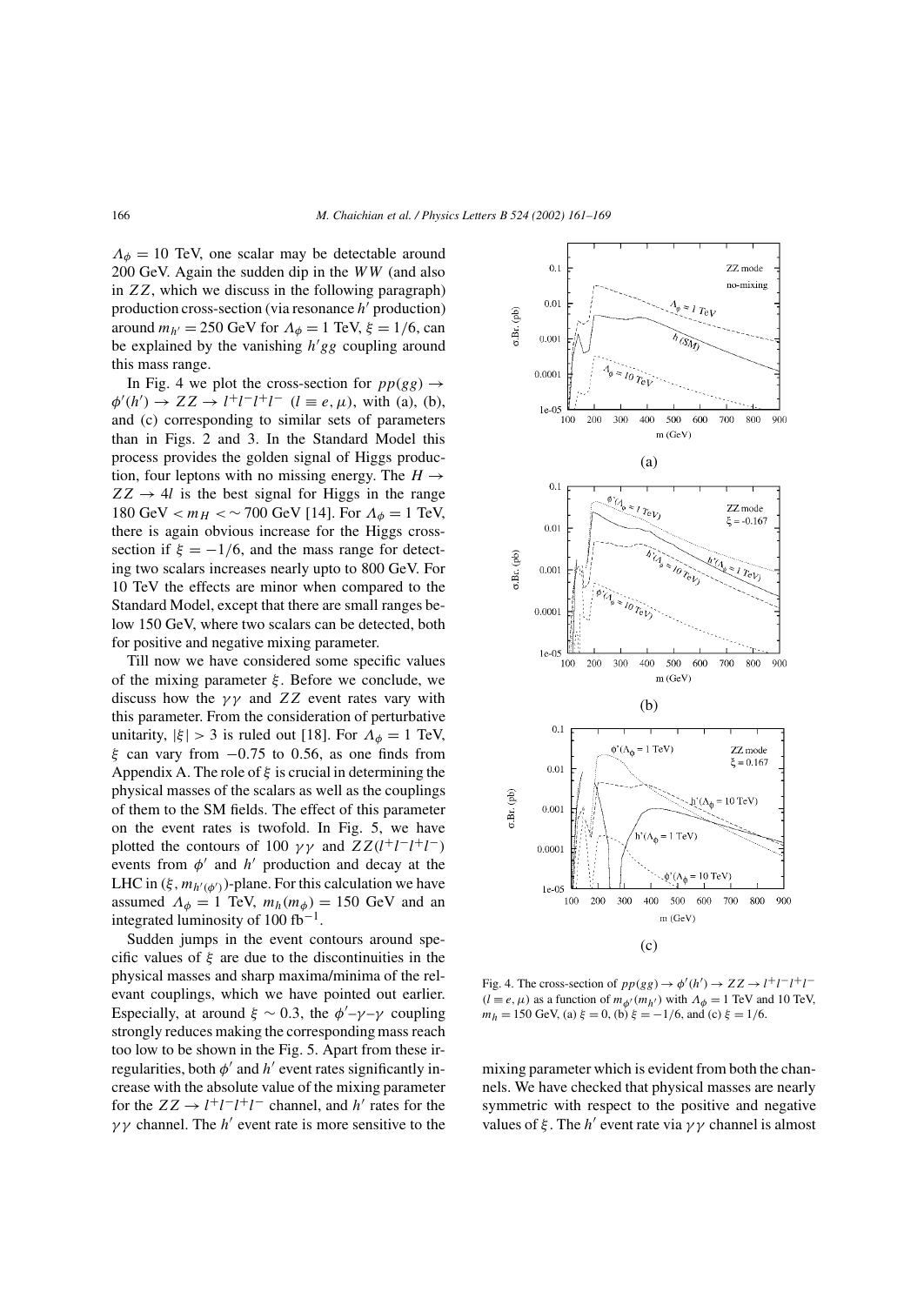$\Lambda_\phi = 10$ TeV, one scalar may be detectable around 200 GeV. Again the sudden dip in the $WW$ (and also in $ZZ$, which we discuss in the following paragraph) production cross-section (via resonance $h'$ production) around $m_{h'} = 250$ GeV for $\Lambda_\phi = 1$ TeV, $\xi = 1/6$, can be explained by the vanishing $h'gg$ coupling around this mass range.

In Fig. 4 we plot the cross-section for $pp(gg) \to \phi'(h') \to ZZ \to l^+l^-l^+l^-$ $(l \equiv e, \mu)$, with (a), (b), and (c) corresponding to similar sets of parameters than in Figs. 2 and 3. In the Standard Model this process provides the golden signal of Higgs production, four leptons with no missing energy. The $H \to ZZ \to 4l$ is the best signal for Higgs in the range 180 GeV $< m_H <\sim$ 700 GeV [14]. For $\Lambda_\phi = 1$ TeV, there is again obvious increase for the Higgs cross-section if $\xi = -1/6$, and the mass range for detecting two scalars increases nearly upto to 800 GeV. For 10 TeV the effects are minor when compared to the Standard Model, except that there are small ranges below 150 GeV, where two scalars can be detected, both for positive and negative mixing parameter.

Till now we have considered some specific values of the mixing parameter $\xi$. Before we conclude, we discuss how the $\gamma\gamma$ and $ZZ$ event rates vary with this parameter. From the consideration of perturbative unitarity, $|\xi| > 3$ is ruled out [18]. For $\Lambda_\phi = 1$ TeV, $\xi$ can vary from $-0.75$ to 0.56, as one finds from Appendix A. The role of $\xi$ is crucial in determining the physical masses of the scalars as well as the couplings of them to the SM fields. The effect of this parameter on the event rates is twofold. In Fig. 5, we have plotted the contours of 100 $\gamma\gamma$ and $ZZ(l^+l^-l^+l^-)$ events from $\phi'$ and $h'$ production and decay at the LHC in $(\xi, m_{h'(\phi')})$-plane. For this calculation we have assumed $\Lambda_\phi = 1$ TeV, $m_h(m_\phi) = 150$ GeV and an integrated luminosity of 100 fb$^{-1}$.

Sudden jumps in the event contours around specific values of $\xi$ are due to the discontinuities in the physical masses and sharp maxima/minima of the relevant couplings, which we have pointed out earlier. Especially, at around $\xi \sim 0.3$, the $\phi'$–$\gamma$–$\gamma$ coupling strongly reduces making the corresponding mass reach too low to be shown in the Fig. 5. Apart from these irregularities, both $\phi'$ and $h'$ event rates significantly increase with the absolute value of the mixing parameter for the $ZZ \to l^+l^-l^+l^-$ channel, and $h'$ rates for the $\gamma\gamma$ channel. The $h'$ event rate is more sensitive to the mixing parameter which is evident from both the channels. We have checked that physical masses are nearly symmetric with respect to the positive and negative values of $\xi$. The $h'$ event rate via $\gamma\gamma$ channel is almost

Fig. 4. The cross-section of $pp(gg) \to \phi'(h') \to ZZ \to l^+l^-l^+l^-$ $(l \equiv e, \mu)$ as a function of $m_{\phi'}(m_{h'})$ with $\Lambda_\phi = 1$ TeV and 10 TeV, $m_h = 150$ GeV, (a) $\xi = 0$, (b) $\xi = -1/6$, and (c) $\xi = 1/6$.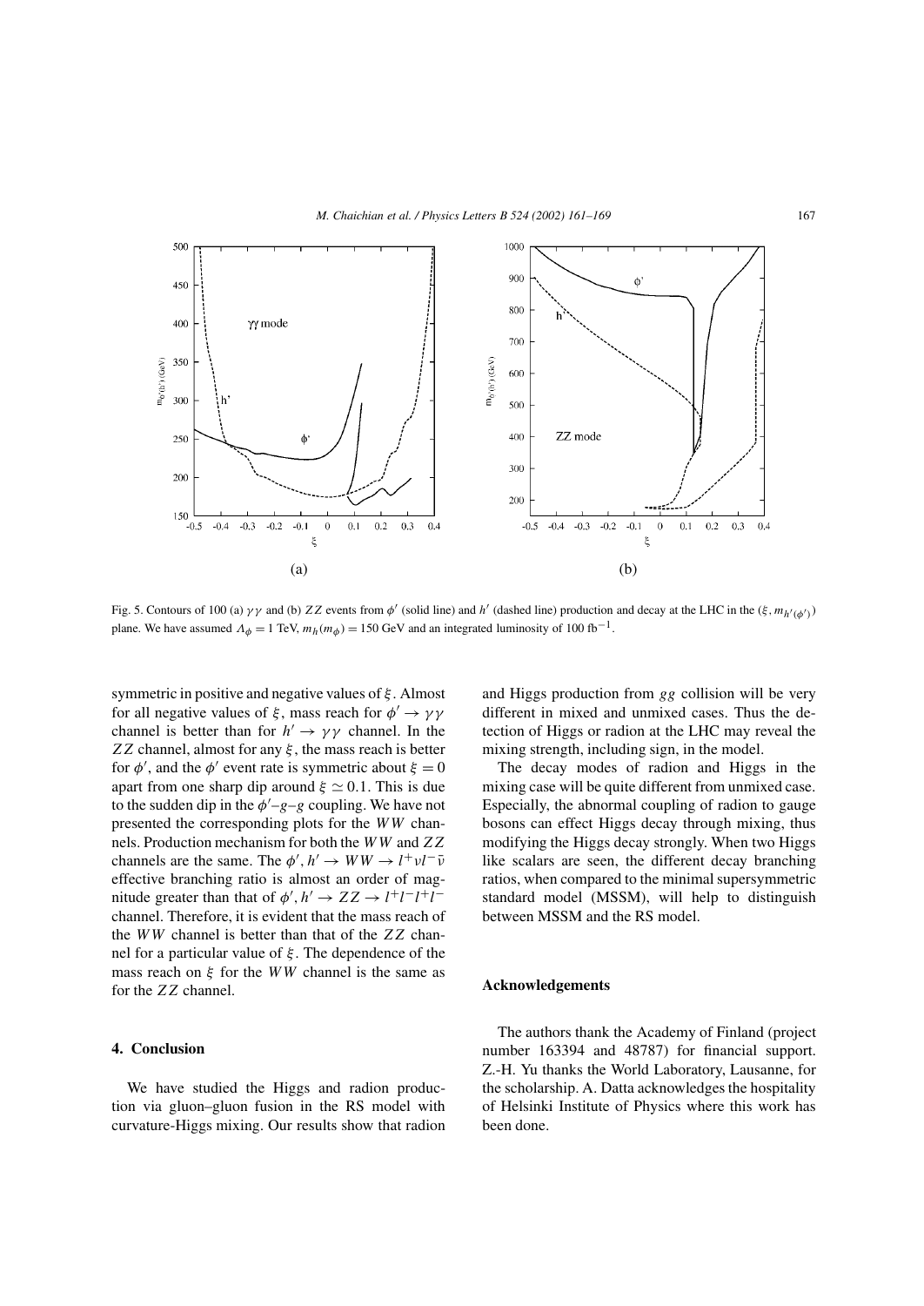Fig. 5. Contours of 100 (a) $\gamma\gamma$ and (b) $ZZ$ events from $\phi'$ (solid line) and $h'$ (dashed line) production and decay at the LHC in the $(\xi, m_{h'(\phi')})$ plane. We have assumed $\Lambda_\phi = 1$ TeV, $m_h(m_\phi) = 150$ GeV and an integrated luminosity of 100 fb$^{-1}$.

symmetric in positive and negative values of $\xi$. Almost for all negative values of $\xi$, mass reach for $\phi' \to \gamma\gamma$ channel is better than for $h' \to \gamma\gamma$ channel. In the $ZZ$ channel, almost for any $\xi$, the mass reach is better for $\phi'$, and the $\phi'$ event rate is symmetric about $\xi = 0$ apart from one sharp dip around $\xi \simeq 0.1$. This is due to the sudden dip in the $\phi'$–$g$–$g$ coupling. We have not presented the corresponding plots for the $WW$ channels. Production mechanism for both the $WW$ and $ZZ$ channels are the same. The $\phi', h' \to WW \to l^+\nu l^-\bar{\nu}$ effective branching ratio is almost an order of magnitude greater than that of $\phi', h' \to ZZ \to l^+l^-l^+l^-$ channel. Therefore, it is evident that the mass reach of the $WW$ channel is better than that of the $ZZ$ channel for a particular value of $\xi$. The dependence of the mass reach on $\xi$ for the $WW$ channel is the same as for the $ZZ$ channel.

## 4. Conclusion

We have studied the Higgs and radion production via gluon–gluon fusion in the RS model with curvature-Higgs mixing. Our results show that radion and Higgs production from $gg$ collision will be very different in mixed and unmixed cases. Thus the detection of Higgs or radion at the LHC may reveal the mixing strength, including sign, in the model.

The decay modes of radion and Higgs in the mixing case will be quite different from unmixed case. Especially, the abnormal coupling of radion to gauge bosons can effect Higgs decay through mixing, thus modifying the Higgs decay strongly. When two Higgs like scalars are seen, the different decay branching ratios, when compared to the minimal supersymmetric standard model (MSSM), will help to distinguish between MSSM and the RS model.

## Acknowledgements

The authors thank the Academy of Finland (project number 163394 and 48787) for financial support. Z.-H. Yu thanks the World Laboratory, Lausanne, for the scholarship. A. Datta acknowledges the hospitality of Helsinki Institute of Physics where this work has been done.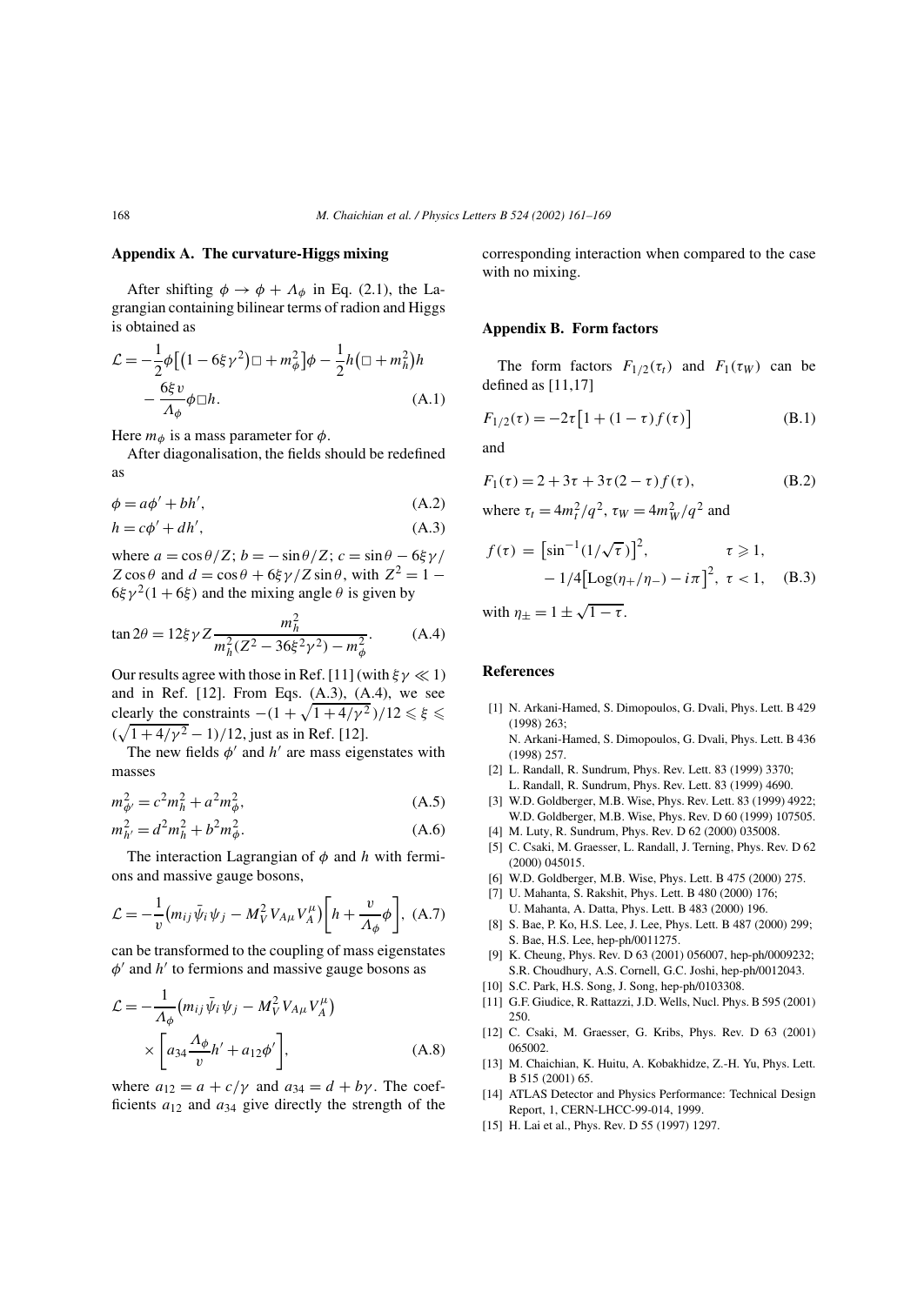## Appendix A. The curvature-Higgs mixing

After shifting $\phi \to \phi + \Lambda_\phi$ in Eq. (2.1), the Lagrangian containing bilinear terms of radion and Higgs is obtained as

$$
\mathcal{L} = -\frac{1}{2}\phi\left[\left(1 - 6\xi\gamma^2\right)\Box + m_\phi^2\right]\phi - \frac{1}{2}h\left(\Box + m_h^2\right)h - \frac{6\xi v}{\Lambda_\phi}\phi\Box h. \tag{A.1}
$$

Here $m_\phi$ is a mass parameter for $\phi$.

After diagonalisation, the fields should be redefined as

$$
\phi = a\phi' + bh', \tag{A.2}
$$

$$
h = c\phi' + dh', \tag{A.3}
$$

where $a = \cos\theta/Z$; $b = -\sin\theta/Z$; $c = \sin\theta - 6\xi\gamma/Z\cos\theta$ and $d = \cos\theta + 6\xi\gamma/Z\sin\theta$, with $Z^2 = 1 - 6\xi\gamma^2(1 + 6\xi)$ and the mixing angle $\theta$ is given by

$$
\tan 2\theta = 12\xi\gamma Z \frac{m_h^2}{m_h^2(Z^2 - 36\xi^2\gamma^2) - m_\phi^2}. \tag{A.4}
$$

Our results agree with those in Ref. [11] (with $\xi\gamma \ll 1$) and in Ref. [12]. From Eqs. (A.3), (A.4), we see clearly the constraints $-(1 + \sqrt{1 + 4/\gamma^2})/12 \leqslant \xi \leqslant (\sqrt{1 + 4/\gamma^2} - 1)/12$, just as in Ref. [12].

The new fields $\phi'$ and $h'$ are mass eigenstates with masses

$$
m_{\phi'}^2 = c^2 m_h^2 + a^2 m_\phi^2, \tag{A.5}
$$

$$
m_{h'}^2 = d^2 m_h^2 + b^2 m_\phi^2. \tag{A.6}
$$

The interaction Lagrangian of $\phi$ and $h$ with fermions and massive gauge bosons,

$$
\mathcal{L} = -\frac{1}{v}\left(m_{ij}\bar{\psi}_i\psi_j - M_V^2 V_{A\mu} V_A^\mu\right)\left[h + \frac{v}{\Lambda_\phi}\phi\right], \tag{A.7}
$$

can be transformed to the coupling of mass eigenstates $\phi'$ and $h'$ to fermions and massive gauge bosons as

$$
\mathcal{L} = -\frac{1}{\Lambda_\phi}\left(m_{ij}\bar{\psi}_i\psi_j - M_V^2 V_{A\mu} V_A^\mu\right) \times \left[a_{34}\frac{\Lambda_\phi}{v}h' + a_{12}\phi'\right], \tag{A.8}
$$

where $a_{12} = a + c/\gamma$ and $a_{34} = d + b\gamma$. The coefficients $a_{12}$ and $a_{34}$ give directly the strength of the corresponding interaction when compared to the case with no mixing.

## Appendix B. Form factors

The form factors $F_{1/2}(\tau_t)$ and $F_1(\tau_W)$ can be defined as [11,17]

$$
F_{1/2}(\tau) = -2\tau\left[1 + (1 - \tau)f(\tau)\right] \tag{B.1}
$$

and

$$
F_1(\tau) = 2 + 3\tau + 3\tau(2 - \tau)f(\tau), \tag{B.2}
$$

where $\tau_t = 4m_t^2/q^2$, $\tau_W = 4m_W^2/q^2$ and

$$
f(\tau) = \left[\sin^{-1}(1/\sqrt{\tau})\right]^2, \qquad \tau \geqslant 1,
$$
$$
\qquad - 1/4\left[\mathrm{Log}(\eta_+/\eta_-) - i\pi\right]^2, \quad \tau < 1, \tag{B.3}
$$

with $\eta_\pm = 1 \pm \sqrt{1 - \tau}$.

## References

[1] N. Arkani-Hamed, S. Dimopoulos, G. Dvali, Phys. Lett. B 429 (1998) 263;
N. Arkani-Hamed, S. Dimopoulos, G. Dvali, Phys. Lett. B 436 (1998) 257.

[2] L. Randall, R. Sundrum, Phys. Rev. Lett. 83 (1999) 3370;
L. Randall, R. Sundrum, Phys. Rev. Lett. 83 (1999) 4690.

[3] W.D. Goldberger, M.B. Wise, Phys. Rev. Lett. 83 (1999) 4922;
W.D. Goldberger, M.B. Wise, Phys. Rev. D 60 (1999) 107505.

[4] M. Luty, R. Sundrum, Phys. Rev. D 62 (2000) 035008.

[5] C. Csaki, M. Graesser, L. Randall, J. Terning, Phys. Rev. D 62 (2000) 045015.

[6] W.D. Goldberger, M.B. Wise, Phys. Lett. B 475 (2000) 275.

[7] U. Mahanta, S. Rakshit, Phys. Lett. B 480 (2000) 176;
U. Mahanta, A. Datta, Phys. Lett. B 483 (2000) 196.

[8] S. Bae, P. Ko, H.S. Lee, J. Lee, Phys. Lett. B 487 (2000) 299;
S. Bae, H.S. Lee, hep-ph/0011275.

[9] K. Cheung, Phys. Rev. D 63 (2001) 056007, hep-ph/0009232;
S.R. Choudhury, A.S. Cornell, G.C. Joshi, hep-ph/0012043.

[10] S.C. Park, H.S. Song, J. Song, hep-ph/0103308.

[11] G.F. Giudice, R. Rattazzi, J.D. Wells, Nucl. Phys. B 595 (2001) 250.

[12] C. Csaki, M. Graesser, G. Kribs, Phys. Rev. D 63 (2001) 065002.

[13] M. Chaichian, K. Huitu, A. Kobakhidze, Z.-H. Yu, Phys. Lett. B 515 (2001) 65.

[14] ATLAS Detector and Physics Performance: Technical Design Report, 1, CERN-LHCC-99-014, 1999.

[15] H. Lai et al., Phys. Rev. D 55 (1997) 1297.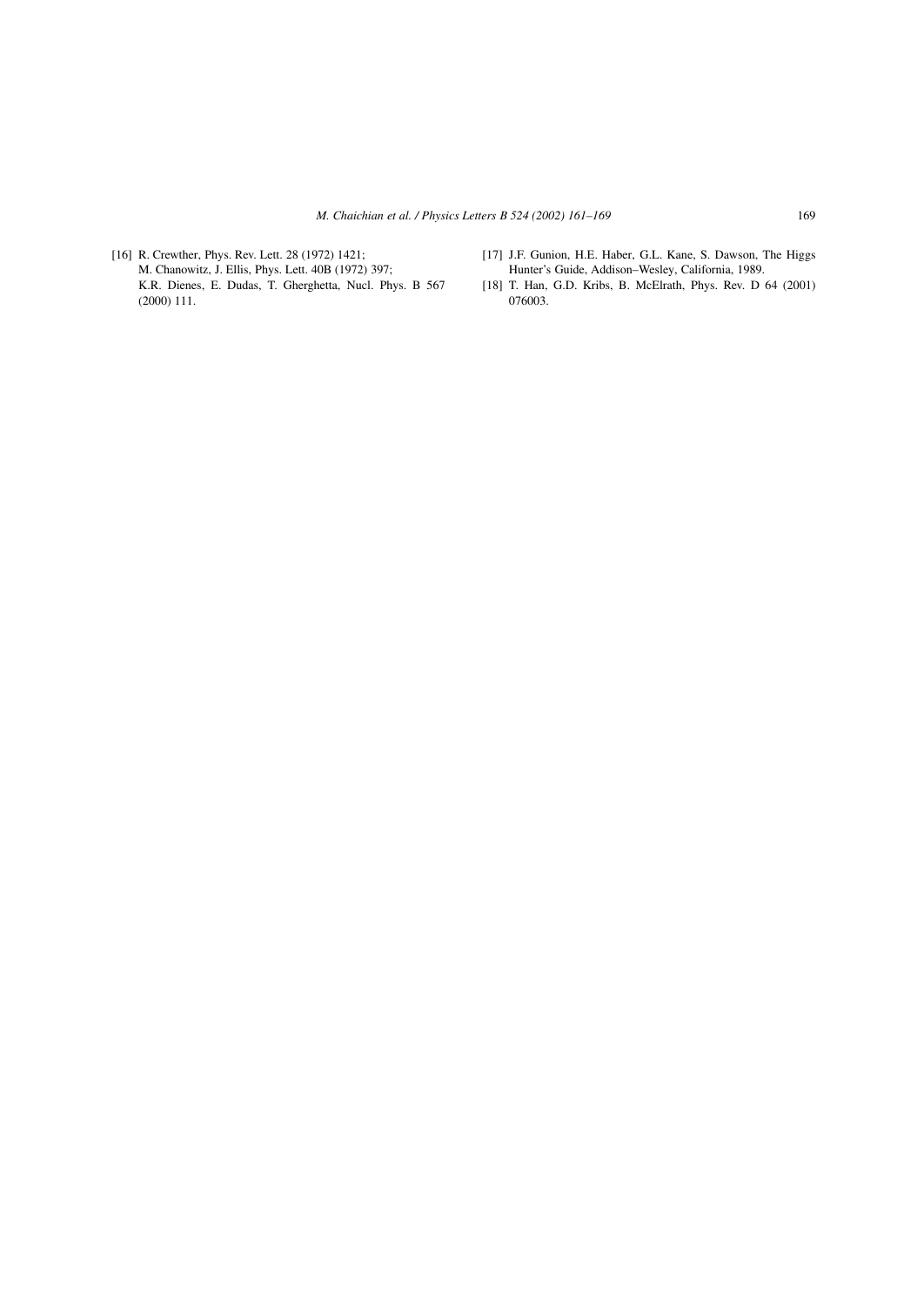[16] R. Crewther, Phys. Rev. Lett. 28 (1972) 1421;
M. Chanowitz, J. Ellis, Phys. Lett. 40B (1972) 397;
K.R. Dienes, E. Dudas, T. Gherghetta, Nucl. Phys. B 567 (2000) 111.

[17] J.F. Gunion, H.E. Haber, G.L. Kane, S. Dawson, The Higgs Hunter's Guide, Addison–Wesley, California, 1989.

[18] T. Han, G.D. Kribs, B. McElrath, Phys. Rev. D 64 (2001) 076003.